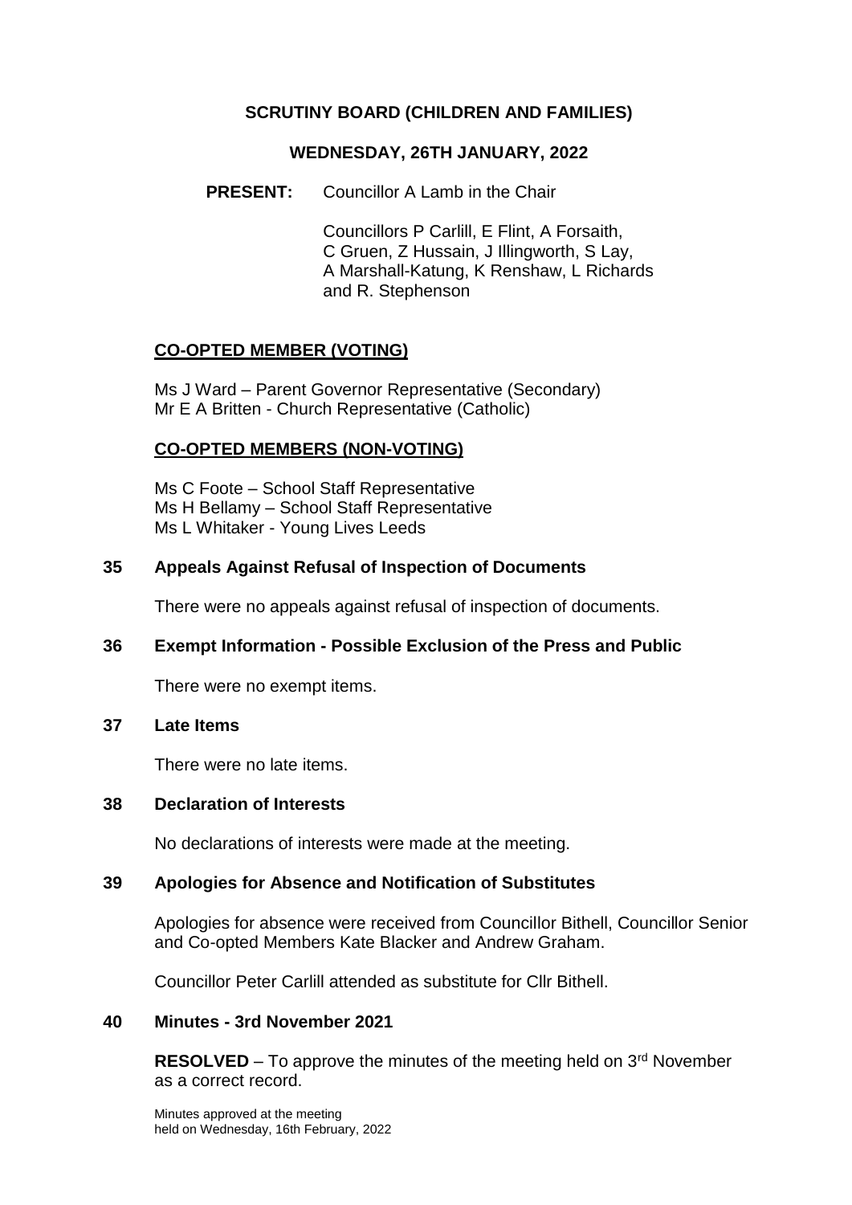# SCRUTINY BOARD (CHILDREN AND FAMILIES)

## WEDNESDAY, 26TH JANUARY, 2022

**PRESENT:** Councillor A Lamb in the Chair

Councillors P Carlill, E Flint, A Forsaith, C Gruen, Z Hussain, J Illingworth, S Lay, A Marshall-Katung, K Renshaw, L Richards and R. Stephenson

### CO-OPTED MEMBER (VOTING)

Ms J Ward – Parent Governor Representative (Secondary)
Mr E A Britten - Church Representative (Catholic)

### CO-OPTED MEMBERS (NON-VOTING)

Ms C Foote – School Staff Representative
Ms H Bellamy – School Staff Representative
Ms L Whitaker - Young Lives Leeds

### 35 Appeals Against Refusal of Inspection of Documents

There were no appeals against refusal of inspection of documents.

### 36 Exempt Information - Possible Exclusion of the Press and Public

There were no exempt items.

### 37 Late Items

There were no late items.

### 38 Declaration of Interests

No declarations of interests were made at the meeting.

### 39 Apologies for Absence and Notification of Substitutes

Apologies for absence were received from Councillor Bithell, Councillor Senior and Co-opted Members Kate Blacker and Andrew Graham.

Councillor Peter Carlill attended as substitute for Cllr Bithell.

### 40 Minutes - 3rd November 2021

**RESOLVED** – To approve the minutes of the meeting held on 3rd November as a correct record.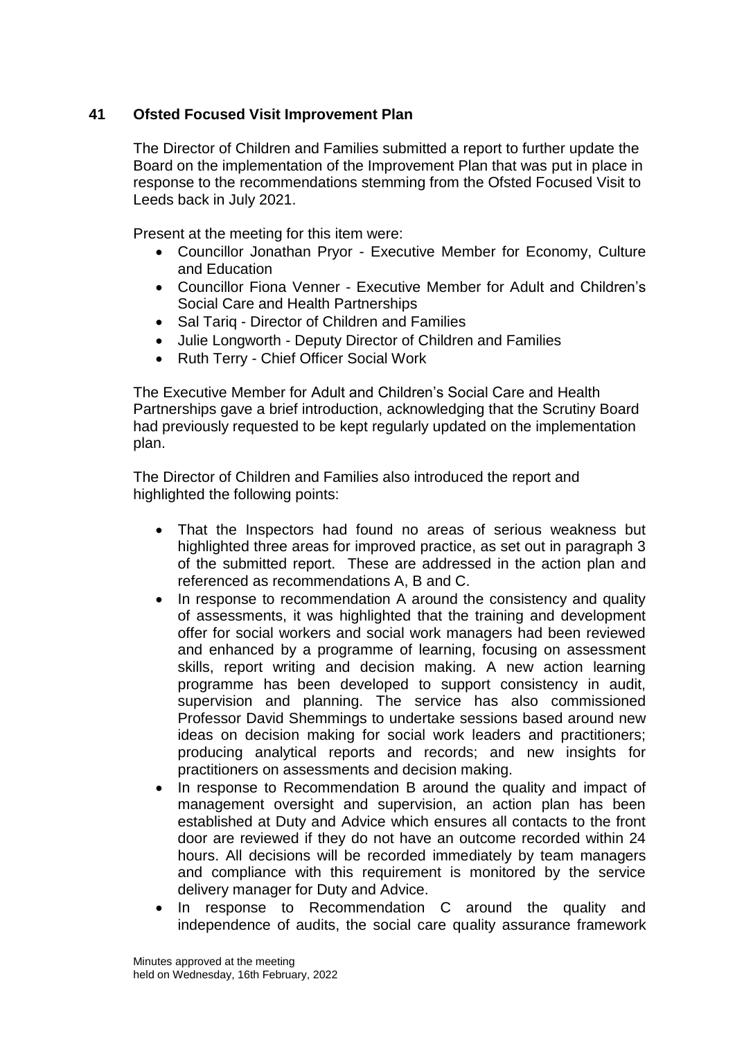## 41 Ofsted Focused Visit Improvement Plan

The Director of Children and Families submitted a report to further update the Board on the implementation of the Improvement Plan that was put in place in response to the recommendations stemming from the Ofsted Focused Visit to Leeds back in July 2021.

Present at the meeting for this item were:

- Councillor Jonathan Pryor - Executive Member for Economy, Culture and Education
- Councillor Fiona Venner - Executive Member for Adult and Children's Social Care and Health Partnerships
- Sal Tariq - Director of Children and Families
- Julie Longworth - Deputy Director of Children and Families
- Ruth Terry - Chief Officer Social Work

The Executive Member for Adult and Children's Social Care and Health Partnerships gave a brief introduction, acknowledging that the Scrutiny Board had previously requested to be kept regularly updated on the implementation plan.

The Director of Children and Families also introduced the report and highlighted the following points:

- That the Inspectors had found no areas of serious weakness but highlighted three areas for improved practice, as set out in paragraph 3 of the submitted report. These are addressed in the action plan and referenced as recommendations A, B and C.
- In response to recommendation A around the consistency and quality of assessments, it was highlighted that the training and development offer for social workers and social work managers had been reviewed and enhanced by a programme of learning, focusing on assessment skills, report writing and decision making. A new action learning programme has been developed to support consistency in audit, supervision and planning. The service has also commissioned Professor David Shemmings to undertake sessions based around new ideas on decision making for social work leaders and practitioners; producing analytical reports and records; and new insights for practitioners on assessments and decision making.
- In response to Recommendation B around the quality and impact of management oversight and supervision, an action plan has been established at Duty and Advice which ensures all contacts to the front door are reviewed if they do not have an outcome recorded within 24 hours. All decisions will be recorded immediately by team managers and compliance with this requirement is monitored by the service delivery manager for Duty and Advice.
- In response to Recommendation C around the quality and independence of audits, the social care quality assurance framework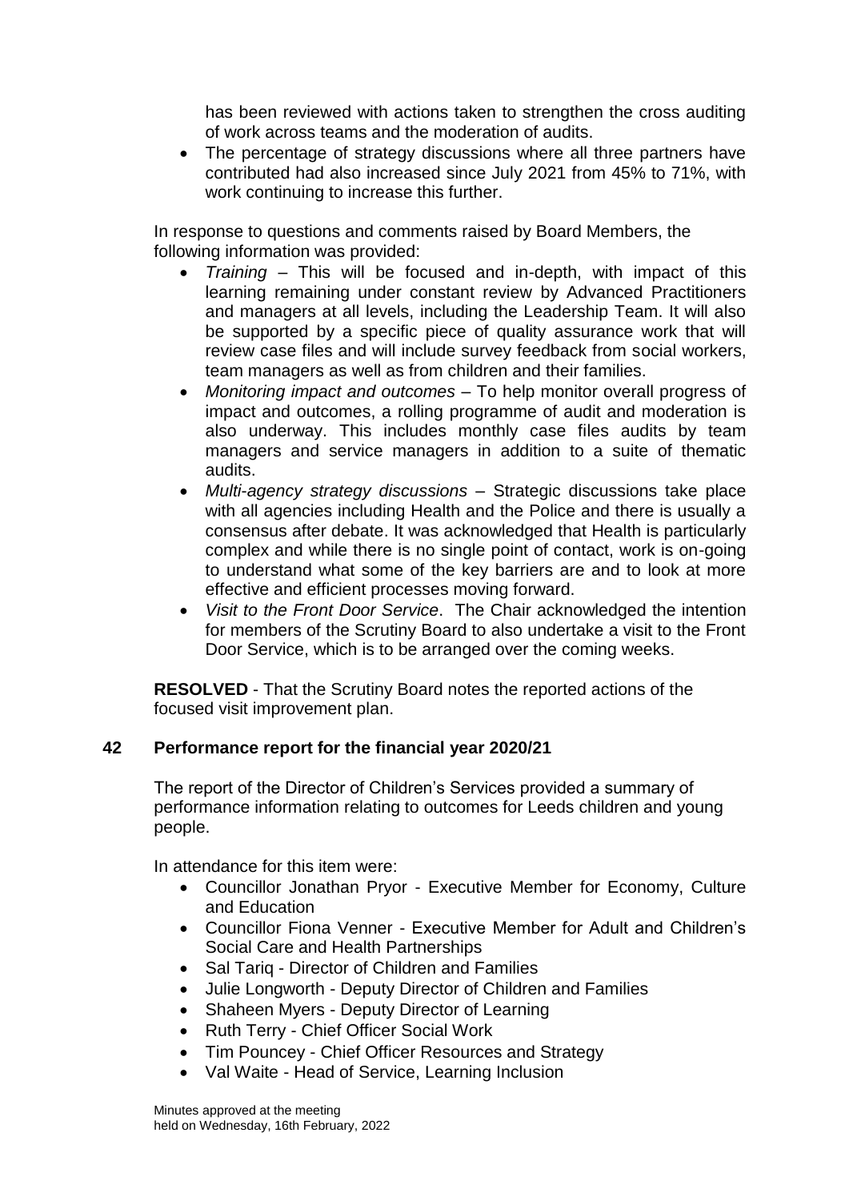has been reviewed with actions taken to strengthen the cross auditing of work across teams and the moderation of audits.

- The percentage of strategy discussions where all three partners have contributed had also increased since July 2021 from 45% to 71%, with work continuing to increase this further.

In response to questions and comments raised by Board Members, the following information was provided:

- *Training* – This will be focused and in-depth, with impact of this learning remaining under constant review by Advanced Practitioners and managers at all levels, including the Leadership Team. It will also be supported by a specific piece of quality assurance work that will review case files and will include survey feedback from social workers, team managers as well as from children and their families.
- *Monitoring impact and outcomes* – To help monitor overall progress of impact and outcomes, a rolling programme of audit and moderation is also underway. This includes monthly case files audits by team managers and service managers in addition to a suite of thematic audits.
- *Multi-agency strategy discussions* – Strategic discussions take place with all agencies including Health and the Police and there is usually a consensus after debate. It was acknowledged that Health is particularly complex and while there is no single point of contact, work is on-going to understand what some of the key barriers are and to look at more effective and efficient processes moving forward.
- *Visit to the Front Door Service*. The Chair acknowledged the intention for members of the Scrutiny Board to also undertake a visit to the Front Door Service, which is to be arranged over the coming weeks.

**RESOLVED** - That the Scrutiny Board notes the reported actions of the focused visit improvement plan.

## 42 Performance report for the financial year 2020/21

The report of the Director of Children's Services provided a summary of performance information relating to outcomes for Leeds children and young people.

In attendance for this item were:

- Councillor Jonathan Pryor - Executive Member for Economy, Culture and Education
- Councillor Fiona Venner - Executive Member for Adult and Children's Social Care and Health Partnerships
- Sal Tariq - Director of Children and Families
- Julie Longworth - Deputy Director of Children and Families
- Shaheen Myers - Deputy Director of Learning
- Ruth Terry - Chief Officer Social Work
- Tim Pouncey - Chief Officer Resources and Strategy
- Val Waite - Head of Service, Learning Inclusion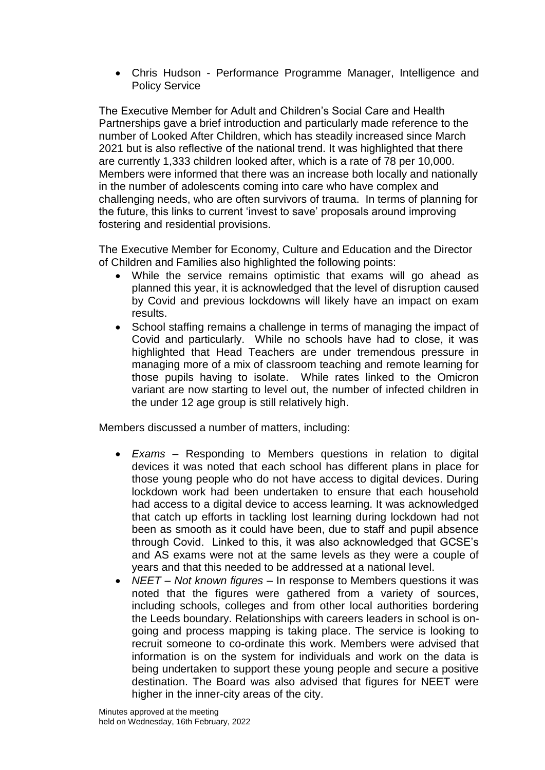- Chris Hudson - Performance Programme Manager, Intelligence and Policy Service

The Executive Member for Adult and Children's Social Care and Health Partnerships gave a brief introduction and particularly made reference to the number of Looked After Children, which has steadily increased since March 2021 but is also reflective of the national trend. It was highlighted that there are currently 1,333 children looked after, which is a rate of 78 per 10,000. Members were informed that there was an increase both locally and nationally in the number of adolescents coming into care who have complex and challenging needs, who are often survivors of trauma. In terms of planning for the future, this links to current 'invest to save' proposals around improving fostering and residential provisions.

The Executive Member for Economy, Culture and Education and the Director of Children and Families also highlighted the following points:

- While the service remains optimistic that exams will go ahead as planned this year, it is acknowledged that the level of disruption caused by Covid and previous lockdowns will likely have an impact on exam results.
- School staffing remains a challenge in terms of managing the impact of Covid and particularly. While no schools have had to close, it was highlighted that Head Teachers are under tremendous pressure in managing more of a mix of classroom teaching and remote learning for those pupils having to isolate. While rates linked to the Omicron variant are now starting to level out, the number of infected children in the under 12 age group is still relatively high.

Members discussed a number of matters, including:

- *Exams* – Responding to Members questions in relation to digital devices it was noted that each school has different plans in place for those young people who do not have access to digital devices. During lockdown work had been undertaken to ensure that each household had access to a digital device to access learning. It was acknowledged that catch up efforts in tackling lost learning during lockdown had not been as smooth as it could have been, due to staff and pupil absence through Covid. Linked to this, it was also acknowledged that GCSE's and AS exams were not at the same levels as they were a couple of years and that this needed to be addressed at a national level.
- *NEET – Not known figures* – In response to Members questions it was noted that the figures were gathered from a variety of sources, including schools, colleges and from other local authorities bordering the Leeds boundary. Relationships with careers leaders in school is on-going and process mapping is taking place. The service is looking to recruit someone to co-ordinate this work. Members were advised that information is on the system for individuals and work on the data is being undertaken to support these young people and secure a positive destination. The Board was also advised that figures for NEET were higher in the inner-city areas of the city.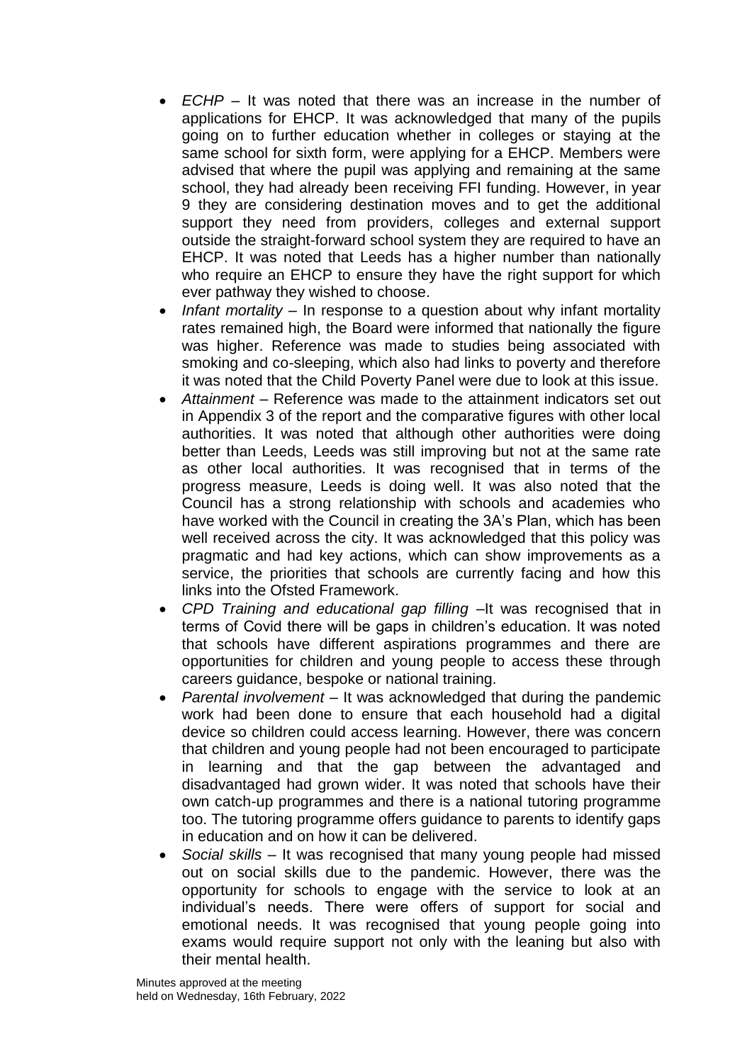- *ECHP* – It was noted that there was an increase in the number of applications for EHCP. It was acknowledged that many of the pupils going on to further education whether in colleges or staying at the same school for sixth form, were applying for a EHCP. Members were advised that where the pupil was applying and remaining at the same school, they had already been receiving FFI funding. However, in year 9 they are considering destination moves and to get the additional support they need from providers, colleges and external support outside the straight-forward school system they are required to have an EHCP. It was noted that Leeds has a higher number than nationally who require an EHCP to ensure they have the right support for which ever pathway they wished to choose.
- *Infant mortality* – In response to a question about why infant mortality rates remained high, the Board were informed that nationally the figure was higher. Reference was made to studies being associated with smoking and co-sleeping, which also had links to poverty and therefore it was noted that the Child Poverty Panel were due to look at this issue.
- *Attainment* – Reference was made to the attainment indicators set out in Appendix 3 of the report and the comparative figures with other local authorities. It was noted that although other authorities were doing better than Leeds, Leeds was still improving but not at the same rate as other local authorities. It was recognised that in terms of the progress measure, Leeds is doing well. It was also noted that the Council has a strong relationship with schools and academies who have worked with the Council in creating the 3A's Plan, which has been well received across the city. It was acknowledged that this policy was pragmatic and had key actions, which can show improvements as a service, the priorities that schools are currently facing and how this links into the Ofsted Framework.
- *CPD Training and educational gap filling* –It was recognised that in terms of Covid there will be gaps in children's education. It was noted that schools have different aspirations programmes and there are opportunities for children and young people to access these through careers guidance, bespoke or national training.
- *Parental involvement* – It was acknowledged that during the pandemic work had been done to ensure that each household had a digital device so children could access learning. However, there was concern that children and young people had not been encouraged to participate in learning and that the gap between the advantaged and disadvantaged had grown wider. It was noted that schools have their own catch-up programmes and there is a national tutoring programme too. The tutoring programme offers guidance to parents to identify gaps in education and on how it can be delivered.
- *Social skills* – It was recognised that many young people had missed out on social skills due to the pandemic. However, there was the opportunity for schools to engage with the service to look at an individual's needs. There were offers of support for social and emotional needs. It was recognised that young people going into exams would require support not only with the leaning but also with their mental health.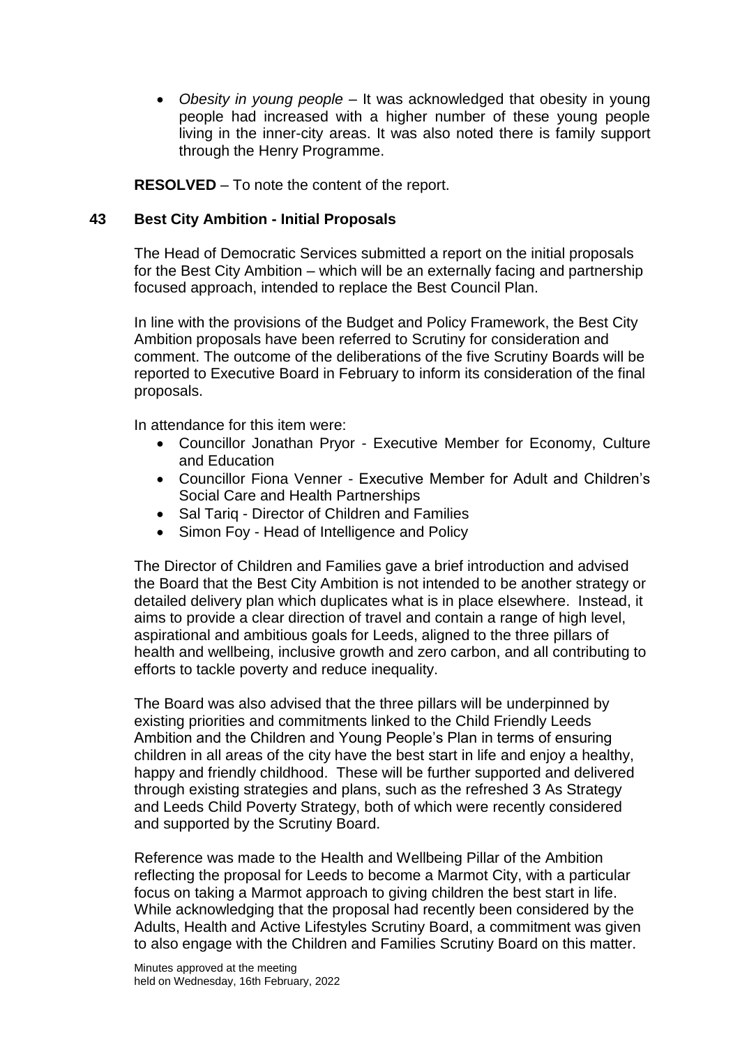- *Obesity in young people* – It was acknowledged that obesity in young people had increased with a higher number of these young people living in the inner-city areas. It was also noted there is family support through the Henry Programme.

**RESOLVED** – To note the content of the report.

## 43 Best City Ambition - Initial Proposals

The Head of Democratic Services submitted a report on the initial proposals for the Best City Ambition – which will be an externally facing and partnership focused approach, intended to replace the Best Council Plan.

In line with the provisions of the Budget and Policy Framework, the Best City Ambition proposals have been referred to Scrutiny for consideration and comment. The outcome of the deliberations of the five Scrutiny Boards will be reported to Executive Board in February to inform its consideration of the final proposals.

In attendance for this item were:

- Councillor Jonathan Pryor - Executive Member for Economy, Culture and Education
- Councillor Fiona Venner - Executive Member for Adult and Children's Social Care and Health Partnerships
- Sal Tariq - Director of Children and Families
- Simon Foy - Head of Intelligence and Policy

The Director of Children and Families gave a brief introduction and advised the Board that the Best City Ambition is not intended to be another strategy or detailed delivery plan which duplicates what is in place elsewhere. Instead, it aims to provide a clear direction of travel and contain a range of high level, aspirational and ambitious goals for Leeds, aligned to the three pillars of health and wellbeing, inclusive growth and zero carbon, and all contributing to efforts to tackle poverty and reduce inequality.

The Board was also advised that the three pillars will be underpinned by existing priorities and commitments linked to the Child Friendly Leeds Ambition and the Children and Young People's Plan in terms of ensuring children in all areas of the city have the best start in life and enjoy a healthy, happy and friendly childhood. These will be further supported and delivered through existing strategies and plans, such as the refreshed 3 As Strategy and Leeds Child Poverty Strategy, both of which were recently considered and supported by the Scrutiny Board.

Reference was made to the Health and Wellbeing Pillar of the Ambition reflecting the proposal for Leeds to become a Marmot City, with a particular focus on taking a Marmot approach to giving children the best start in life. While acknowledging that the proposal had recently been considered by the Adults, Health and Active Lifestyles Scrutiny Board, a commitment was given to also engage with the Children and Families Scrutiny Board on this matter.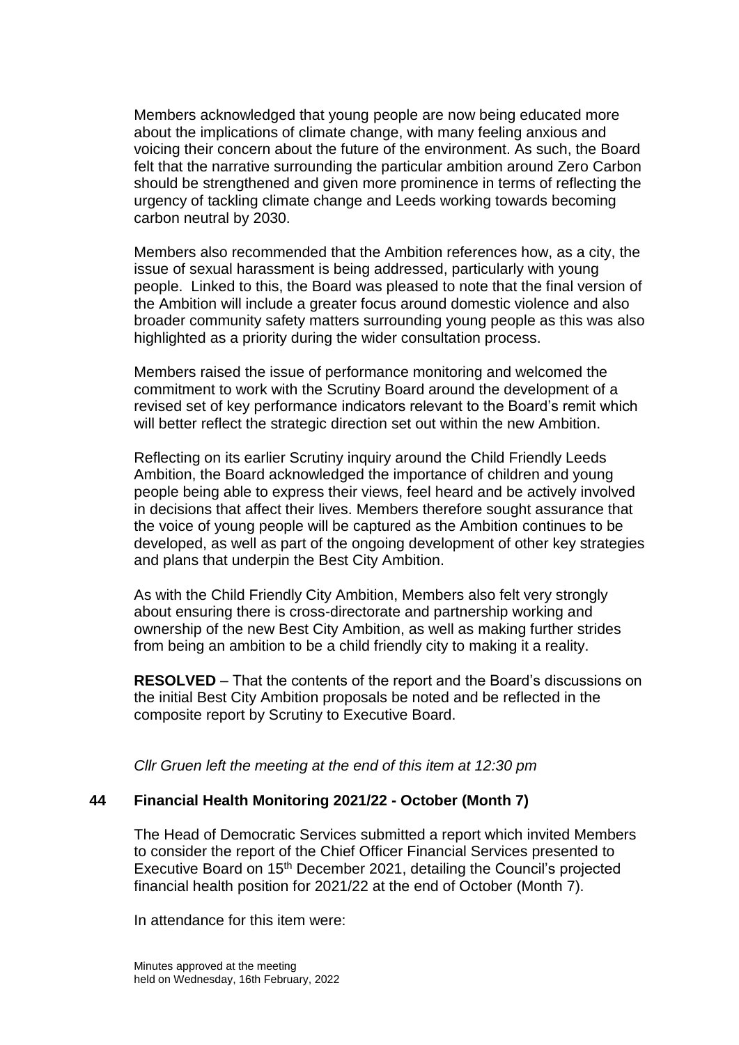Members acknowledged that young people are now being educated more about the implications of climate change, with many feeling anxious and voicing their concern about the future of the environment. As such, the Board felt that the narrative surrounding the particular ambition around Zero Carbon should be strengthened and given more prominence in terms of reflecting the urgency of tackling climate change and Leeds working towards becoming carbon neutral by 2030.

Members also recommended that the Ambition references how, as a city, the issue of sexual harassment is being addressed, particularly with young people. Linked to this, the Board was pleased to note that the final version of the Ambition will include a greater focus around domestic violence and also broader community safety matters surrounding young people as this was also highlighted as a priority during the wider consultation process.

Members raised the issue of performance monitoring and welcomed the commitment to work with the Scrutiny Board around the development of a revised set of key performance indicators relevant to the Board's remit which will better reflect the strategic direction set out within the new Ambition.

Reflecting on its earlier Scrutiny inquiry around the Child Friendly Leeds Ambition, the Board acknowledged the importance of children and young people being able to express their views, feel heard and be actively involved in decisions that affect their lives. Members therefore sought assurance that the voice of young people will be captured as the Ambition continues to be developed, as well as part of the ongoing development of other key strategies and plans that underpin the Best City Ambition.

As with the Child Friendly City Ambition, Members also felt very strongly about ensuring there is cross-directorate and partnership working and ownership of the new Best City Ambition, as well as making further strides from being an ambition to be a child friendly city to making it a reality.

**RESOLVED** – That the contents of the report and the Board's discussions on the initial Best City Ambition proposals be noted and be reflected in the composite report by Scrutiny to Executive Board.

*Cllr Gruen left the meeting at the end of this item at 12:30 pm*

## 44 Financial Health Monitoring 2021/22 - October (Month 7)

The Head of Democratic Services submitted a report which invited Members to consider the report of the Chief Officer Financial Services presented to Executive Board on 15th December 2021, detailing the Council's projected financial health position for 2021/22 at the end of October (Month 7).

In attendance for this item were: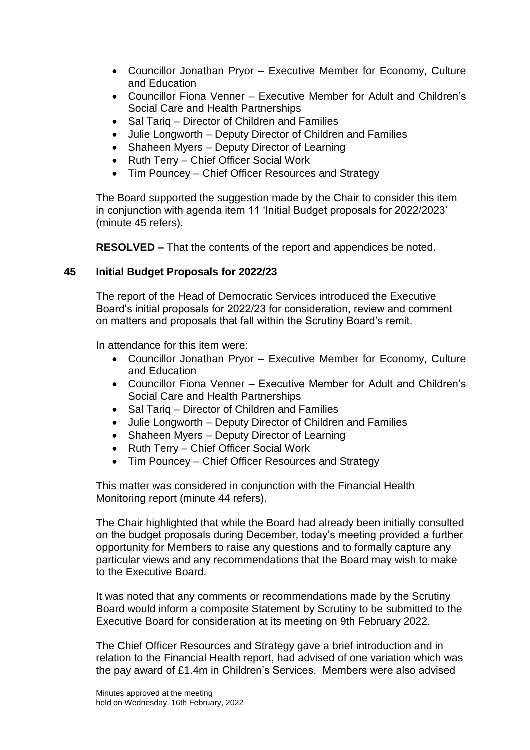- Councillor Jonathan Pryor – Executive Member for Economy, Culture and Education
- Councillor Fiona Venner – Executive Member for Adult and Children's Social Care and Health Partnerships
- Sal Tariq – Director of Children and Families
- Julie Longworth – Deputy Director of Children and Families
- Shaheen Myers – Deputy Director of Learning
- Ruth Terry – Chief Officer Social Work
- Tim Pouncey – Chief Officer Resources and Strategy

The Board supported the suggestion made by the Chair to consider this item in conjunction with agenda item 11 'Initial Budget proposals for 2022/2023' (minute 45 refers).

**RESOLVED –** That the contents of the report and appendices be noted.

## 45 Initial Budget Proposals for 2022/23

The report of the Head of Democratic Services introduced the Executive Board's initial proposals for 2022/23 for consideration, review and comment on matters and proposals that fall within the Scrutiny Board's remit.

In attendance for this item were:

- Councillor Jonathan Pryor – Executive Member for Economy, Culture and Education
- Councillor Fiona Venner – Executive Member for Adult and Children's Social Care and Health Partnerships
- Sal Tariq – Director of Children and Families
- Julie Longworth – Deputy Director of Children and Families
- Shaheen Myers – Deputy Director of Learning
- Ruth Terry – Chief Officer Social Work
- Tim Pouncey – Chief Officer Resources and Strategy

This matter was considered in conjunction with the Financial Health Monitoring report (minute 44 refers).

The Chair highlighted that while the Board had already been initially consulted on the budget proposals during December, today's meeting provided a further opportunity for Members to raise any questions and to formally capture any particular views and any recommendations that the Board may wish to make to the Executive Board.

It was noted that any comments or recommendations made by the Scrutiny Board would inform a composite Statement by Scrutiny to be submitted to the Executive Board for consideration at its meeting on 9th February 2022.

The Chief Officer Resources and Strategy gave a brief introduction and in relation to the Financial Health report, had advised of one variation which was the pay award of £1.4m in Children's Services. Members were also advised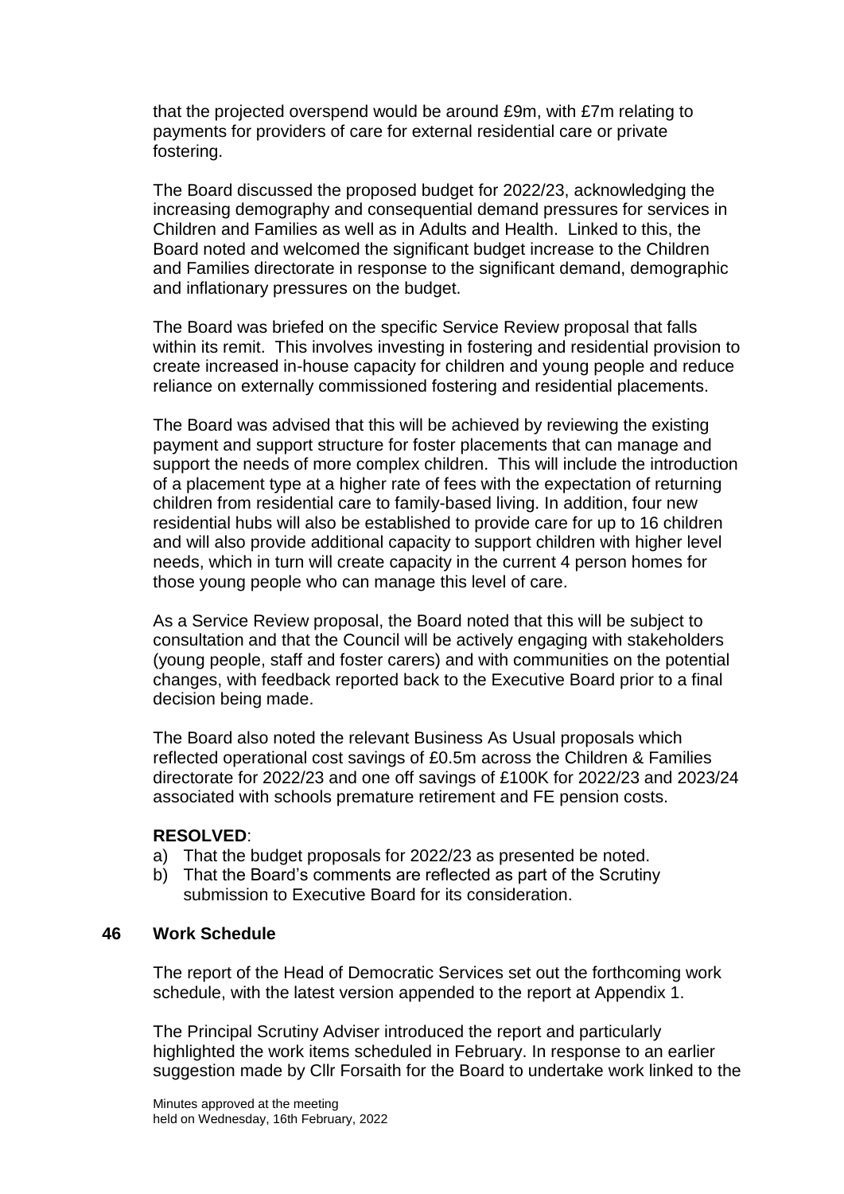that the projected overspend would be around £9m, with £7m relating to payments for providers of care for external residential care or private fostering.

The Board discussed the proposed budget for 2022/23, acknowledging the increasing demography and consequential demand pressures for services in Children and Families as well as in Adults and Health. Linked to this, the Board noted and welcomed the significant budget increase to the Children and Families directorate in response to the significant demand, demographic and inflationary pressures on the budget.

The Board was briefed on the specific Service Review proposal that falls within its remit. This involves investing in fostering and residential provision to create increased in-house capacity for children and young people and reduce reliance on externally commissioned fostering and residential placements.

The Board was advised that this will be achieved by reviewing the existing payment and support structure for foster placements that can manage and support the needs of more complex children. This will include the introduction of a placement type at a higher rate of fees with the expectation of returning children from residential care to family-based living. In addition, four new residential hubs will also be established to provide care for up to 16 children and will also provide additional capacity to support children with higher level needs, which in turn will create capacity in the current 4 person homes for those young people who can manage this level of care.

As a Service Review proposal, the Board noted that this will be subject to consultation and that the Council will be actively engaging with stakeholders (young people, staff and foster carers) and with communities on the potential changes, with feedback reported back to the Executive Board prior to a final decision being made.

The Board also noted the relevant Business As Usual proposals which reflected operational cost savings of £0.5m across the Children & Families directorate for 2022/23 and one off savings of £100K for 2022/23 and 2023/24 associated with schools premature retirement and FE pension costs.

**RESOLVED**:

a) That the budget proposals for 2022/23 as presented be noted.
b) That the Board's comments are reflected as part of the Scrutiny submission to Executive Board for its consideration.

## 46 Work Schedule

The report of the Head of Democratic Services set out the forthcoming work schedule, with the latest version appended to the report at Appendix 1.

The Principal Scrutiny Adviser introduced the report and particularly highlighted the work items scheduled in February. In response to an earlier suggestion made by Cllr Forsaith for the Board to undertake work linked to the

Minutes approved at the meeting
held on Wednesday, 16th February, 2022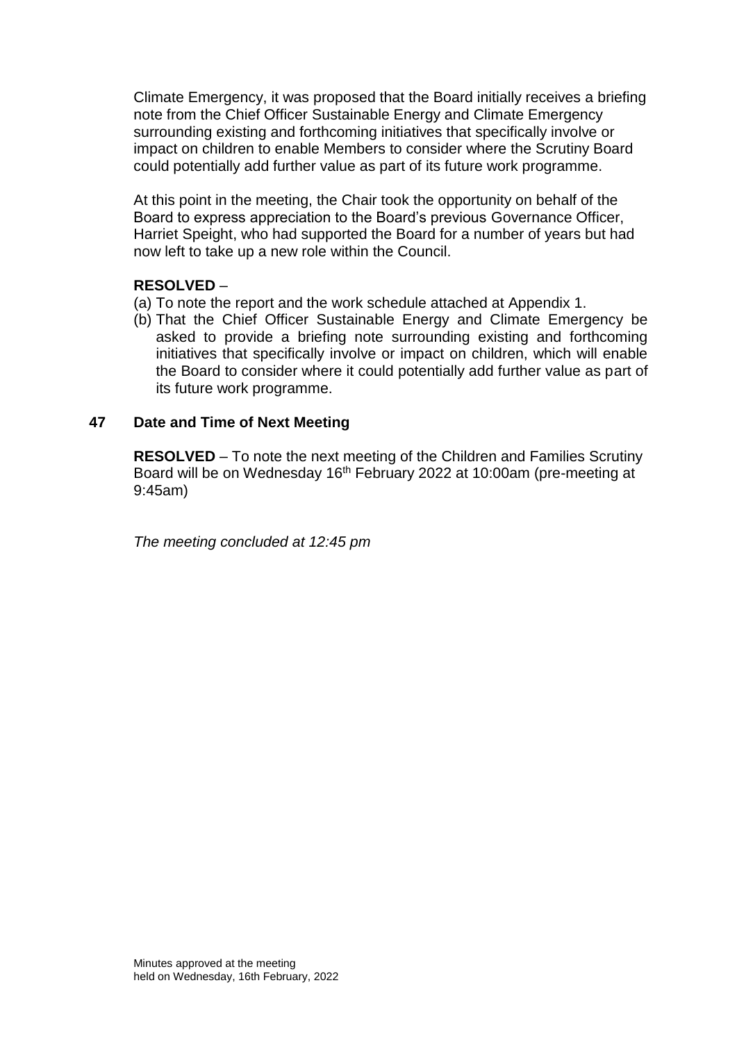Climate Emergency, it was proposed that the Board initially receives a briefing note from the Chief Officer Sustainable Energy and Climate Emergency surrounding existing and forthcoming initiatives that specifically involve or impact on children to enable Members to consider where the Scrutiny Board could potentially add further value as part of its future work programme.

At this point in the meeting, the Chair took the opportunity on behalf of the Board to express appreciation to the Board's previous Governance Officer, Harriet Speight, who had supported the Board for a number of years but had now left to take up a new role within the Council.

**RESOLVED** –

(a) To note the report and the work schedule attached at Appendix 1.

(b) That the Chief Officer Sustainable Energy and Climate Emergency be asked to provide a briefing note surrounding existing and forthcoming initiatives that specifically involve or impact on children, which will enable the Board to consider where it could potentially add further value as part of its future work programme.

## 47 Date and Time of Next Meeting

**RESOLVED** – To note the next meeting of the Children and Families Scrutiny Board will be on Wednesday 16th February 2022 at 10:00am (pre-meeting at 9:45am)

*The meeting concluded at 12:45 pm*

Minutes approved at the meeting
held on Wednesday, 16th February, 2022